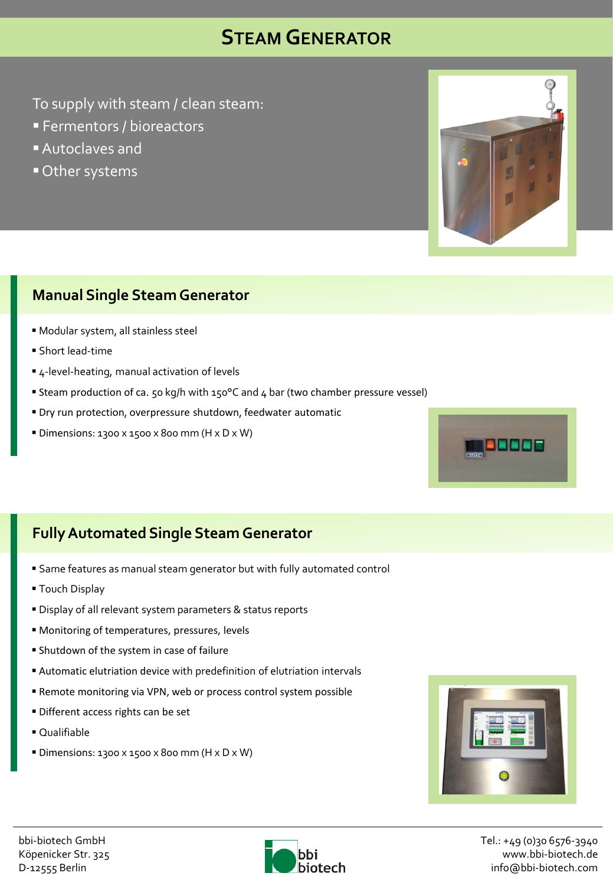# STEAM GENERATOR

To supply with steam / clean steam:

- Fermentors / bioreactors
- Autoclaves and
- Other systems

## Manual Single Steam Generator

- Modular system, all stainless steel
- Short lead-time
- 4-level-heating, manual activation of levels
- Steam production of ca. 50 kg/h with 150°C and 4 bar (two chamber pressure vessel)
- Dry run protection, overpressure shutdown, feedwater automatic
- Dimensions: 1300 x 1500 x 800 mm (H x D x W)

## Fully Automated Single Steam Generator

- Same features as manual steam generator but with fully automated control
- Touch Display
- Display of all relevant system parameters & status reports
- Monitoring of temperatures, pressures, levels
- Shutdown of the system in case of failure
- Automatic elutriation device with predefinition of elutriation intervals
- Remote monitoring via VPN, web or process control system possible
- Different access rights can be set
- Qualifiable
- Dimensions: 1300 x 1500 x 800 mm (H x D x W)

bbi-biotech GmbH
Köpenicker Str. 325
D-12555 Berlin

bbi biotech

Tel.: +49 (0)30 6576-3940
www.bbi-biotech.de
info@bbi-biotech.com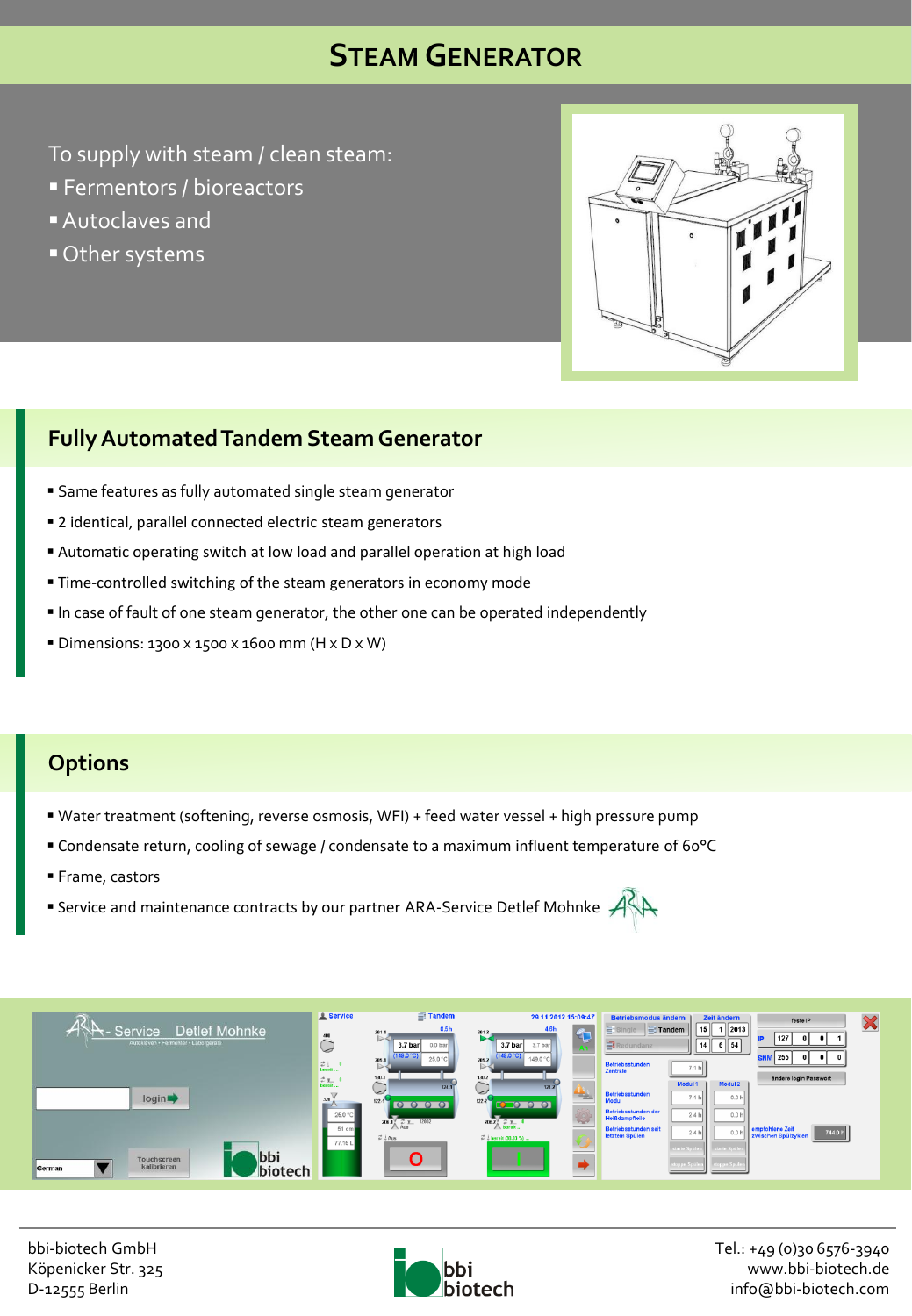# Steam Generator

To supply with steam / clean steam:

- Fermentors / bioreactors
- Autoclaves and
- Other systems

## Fully Automated Tandem Steam Generator

- Same features as fully automated single steam generator
- 2 identical, parallel connected electric steam generators
- Automatic operating switch at low load and parallel operation at high load
- Time-controlled switching of the steam generators in economy mode
- In case of fault of one steam generator, the other one can be operated independently
- Dimensions: 1300 x 1500 x 1600 mm (H x D x W)

## Options

- Water treatment (softening, reverse osmosis, WFI) + feed water vessel + high pressure pump
- Condensate return, cooling of sewage / condensate to a maximum influent temperature of 60°C
- Frame, castors
- Service and maintenance contracts by our partner ARA-Service Detlef Mohnke

bbi-biotech GmbH
Köpenicker Str. 325
D-12555 Berlin

Tel.: +49 (0)30 6576-3940
www.bbi-biotech.de
info@bbi-biotech.com